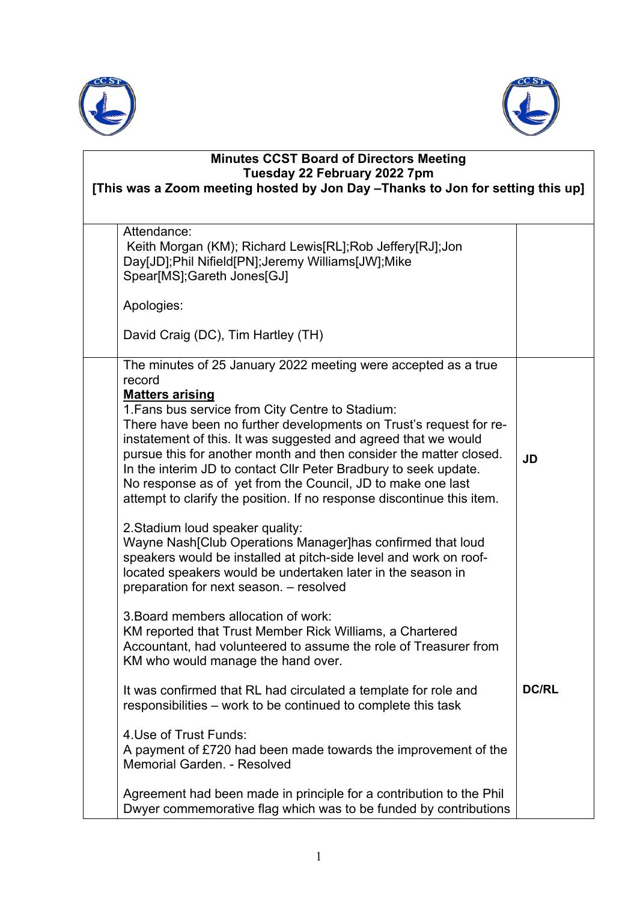**Minutes CCST Board of Directors Meeting**
**Tuesday 22 February 2022 7pm**
**[This was a Zoom meeting hosted by Jon Day –Thanks to Jon for setting this up]**

Attendance:
Keith Morgan (KM); Richard Lewis[RL];Rob Jeffery[RJ];Jon Day[JD];Phil Nifield[PN];Jeremy Williams[JW];Mike Spear[MS];Gareth Jones[GJ]

Apologies:

David Craig (DC), Tim Hartley (TH)

The minutes of 25 January 2022 meeting were accepted as a true record

**Matters arising**

1.Fans bus service from City Centre to Stadium:
There have been no further developments on Trust's request for re-instatement of this. It was suggested and agreed that we would pursue this for another month and then consider the matter closed. In the interim JD to contact Cllr Peter Bradbury to seek update. No response as of yet from the Council, JD to make one last attempt to clarify the position. If no response discontinue this item. — **JD**

2.Stadium loud speaker quality:
Wayne Nash[Club Operations Manager]has confirmed that loud speakers would be installed at pitch-side level and work on roof-located speakers would be undertaken later in the season in preparation for next season. – resolved

3.Board members allocation of work:
KM reported that Trust Member Rick Williams, a Chartered Accountant, had volunteered to assume the role of Treasurer from KM who would manage the hand over.

It was confirmed that RL had circulated a template for role and responsibilities – work to be continued to complete this task — **DC/RL**

4.Use of Trust Funds:
A payment of £720 had been made towards the improvement of the Memorial Garden. - Resolved

Agreement had been made in principle for a contribution to the Phil Dwyer commemorative flag which was to be funded by contributions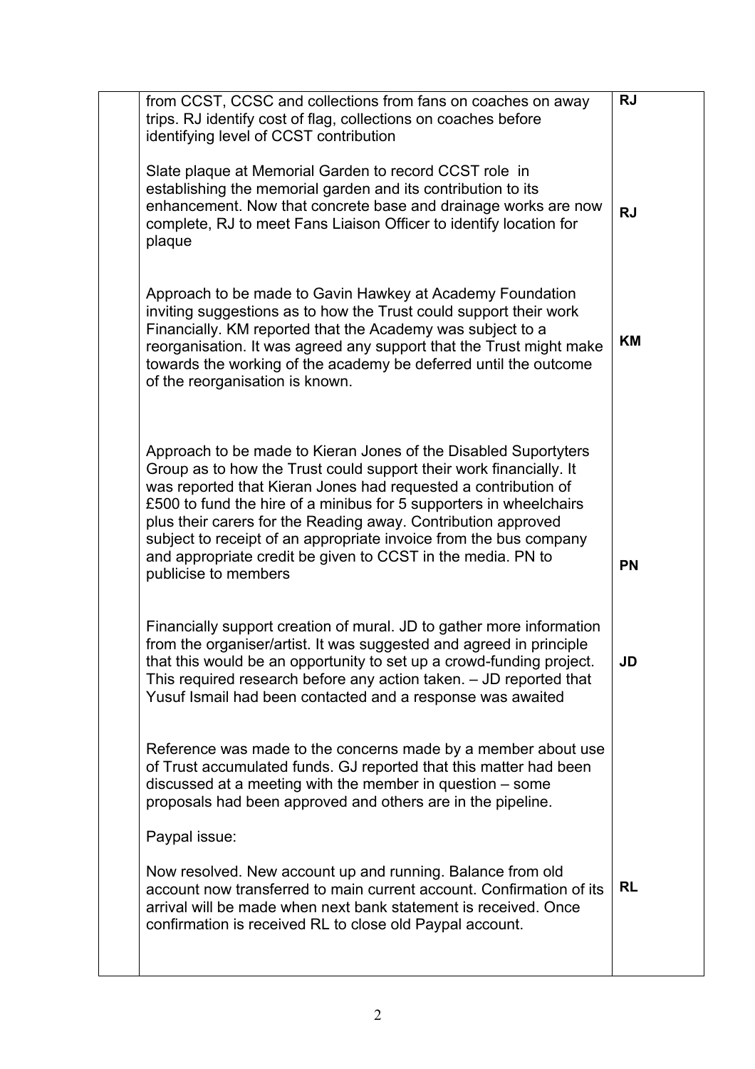| | | |
|---|---|---|
| | from CCST, CCSC and collections from fans on coaches on away trips. RJ identify cost of flag, collections on coaches before identifying level of CCST contribution<br><br>Slate plaque at Memorial Garden to record CCST role in establishing the memorial garden and its contribution to its enhancement. Now that concrete base and drainage works are now complete, RJ to meet Fans Liaison Officer to identify location for plaque<br><br>Approach to be made to Gavin Hawkey at Academy Foundation inviting suggestions as to how the Trust could support their work Financially. KM reported that the Academy was subject to a reorganisation. It was agreed any support that the Trust might make towards the working of the academy be deferred until the outcome of the reorganisation is known.<br><br>Approach to be made to Kieran Jones of the Disabled Suportyters Group as to how the Trust could support their work financially. It was reported that Kieran Jones had requested a contribution of £500 to fund the hire of a minibus for 5 supporters in wheelchairs plus their carers for the Reading away. Contribution approved subject to receipt of an appropriate invoice from the bus company and appropriate credit be given to CCST in the media. PN to publicise to members<br><br>Financially support creation of mural. JD to gather more information from the organiser/artist. It was suggested and agreed in principle that this would be an opportunity to set up a crowd-funding project. This required research before any action taken. – JD reported that Yusuf Ismail had been contacted and a response was awaited<br><br>Reference was made to the concerns made by a member about use of Trust accumulated funds. GJ reported that this matter had been discussed at a meeting with the member in question – some proposals had been approved and others are in the pipeline.<br><br>Paypal issue:<br><br>Now resolved. New account up and running. Balance from old account now transferred to main current account. Confirmation of its arrival will be made when next bank statement is received. Once confirmation is received RL to close old Paypal account. | **RJ**<br><br><br><br>**RJ**<br><br><br><br>**KM**<br><br><br><br>**PN**<br><br><br><br>**JD**<br><br><br><br><br><br>**RL** |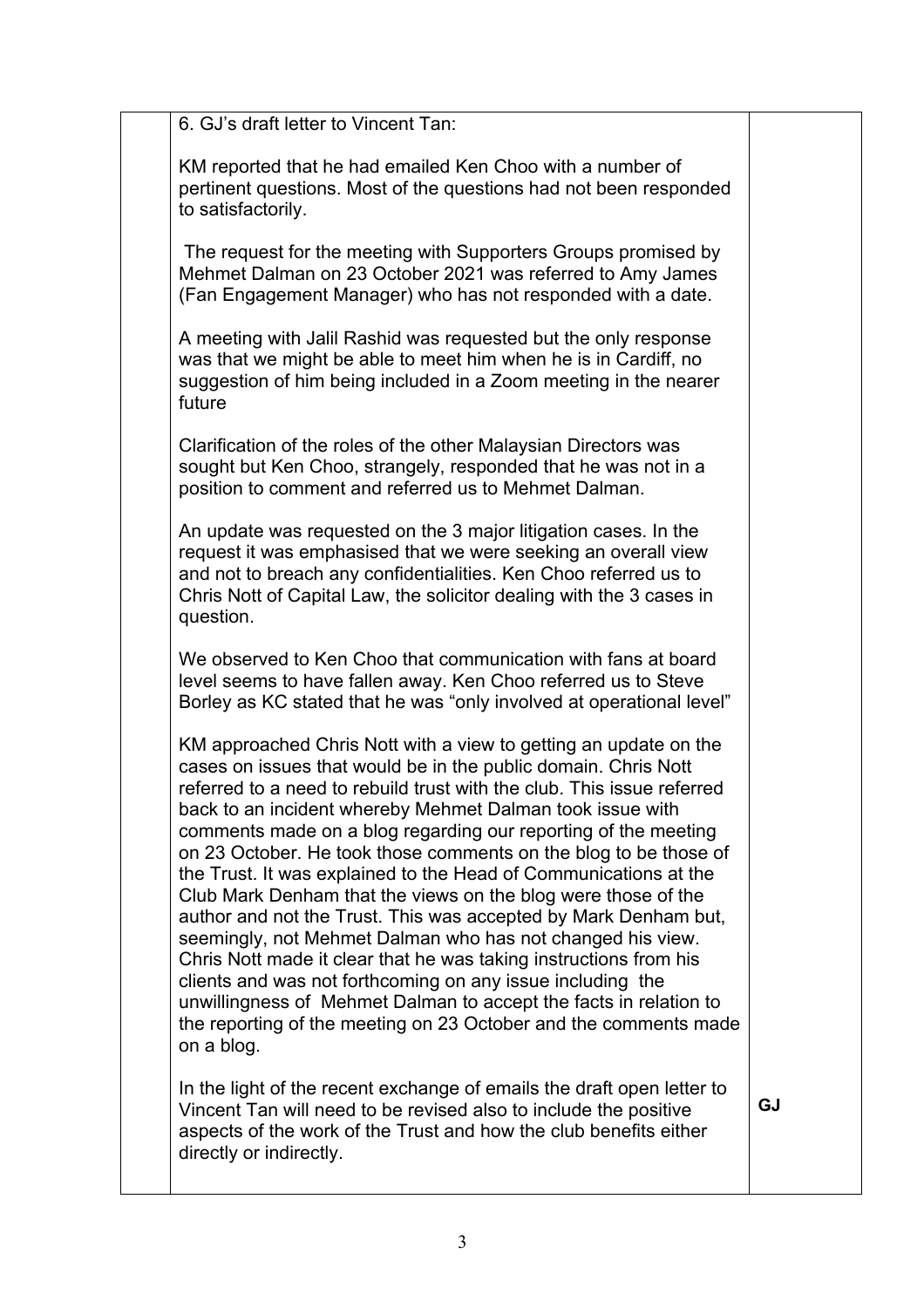| | | |
|---|---|---|
| | 6. GJ's draft letter to Vincent Tan:<br><br>KM reported that he had emailed Ken Choo with a number of pertinent questions. Most of the questions had not been responded to satisfactorily.<br><br>The request for the meeting with Supporters Groups promised by Mehmet Dalman on 23 October 2021 was referred to Amy James (Fan Engagement Manager) who has not responded with a date.<br><br>A meeting with Jalil Rashid was requested but the only response was that we might be able to meet him when he is in Cardiff, no suggestion of him being included in a Zoom meeting in the nearer future<br><br>Clarification of the roles of the other Malaysian Directors was sought but Ken Choo, strangely, responded that he was not in a position to comment and referred us to Mehmet Dalman.<br><br>An update was requested on the 3 major litigation cases. In the request it was emphasised that we were seeking an overall view and not to breach any confidentialities. Ken Choo referred us to Chris Nott of Capital Law, the solicitor dealing with the 3 cases in question.<br><br>We observed to Ken Choo that communication with fans at board level seems to have fallen away. Ken Choo referred us to Steve Borley as KC stated that he was "only involved at operational level"<br><br>KM approached Chris Nott with a view to getting an update on the cases on issues that would be in the public domain. Chris Nott referred to a need to rebuild trust with the club. This issue referred back to an incident whereby Mehmet Dalman took issue with comments made on a blog regarding our reporting of the meeting on 23 October. He took those comments on the blog to be those of the Trust. It was explained to the Head of Communications at the Club Mark Denham that the views on the blog were those of the author and not the Trust. This was accepted by Mark Denham but, seemingly, not Mehmet Dalman who has not changed his view. Chris Nott made it clear that he was taking instructions from his clients and was not forthcoming on any issue including the unwillingness of Mehmet Dalman to accept the facts in relation to the reporting of the meeting on 23 October and the comments made on a blog.<br><br>In the light of the recent exchange of emails the draft open letter to Vincent Tan will need to be revised also to include the positive aspects of the work of the Trust and how the club benefits either directly or indirectly. | **GJ** |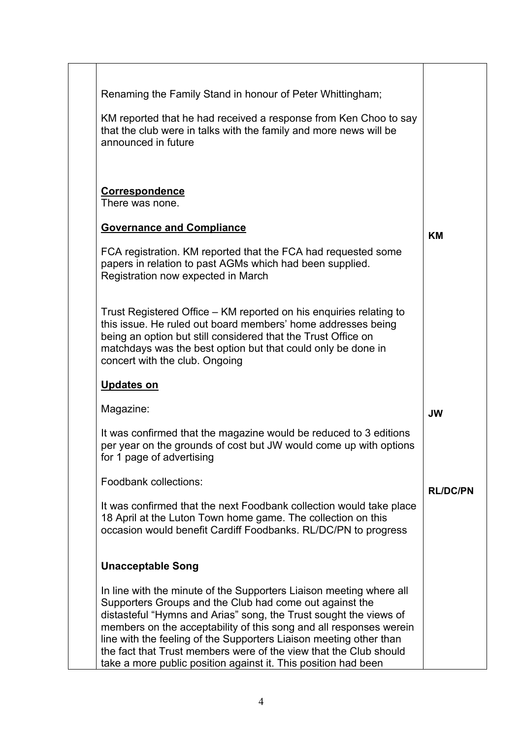| | | |
|---|---|---|
| | Renaming the Family Stand in honour of Peter Whittingham;<br><br>KM reported that he had received a response from Ken Choo to say that the club were in talks with the family and more news will be announced in future | |
| | **Correspondence**<br>There was none. | |
| | **Governance and Compliance**<br><br>FCA registration. KM reported that the FCA had requested some papers in relation to past AGMs which had been supplied. Registration now expected in March | **KM** |
| | Trust Registered Office – KM reported on his enquiries relating to this issue. He ruled out board members' home addresses being being an option but still considered that the Trust Office on matchdays was the best option but that could only be done in concert with the club. Ongoing | |
| | **Updates on**<br><br>Magazine:<br><br>It was confirmed that the magazine would be reduced to 3 editions per year on the grounds of cost but JW would come up with options for 1 page of advertising | **JW** |
| | Foodbank collections:<br><br>It was confirmed that the next Foodbank collection would take place 18 April at the Luton Town home game. The collection on this occasion would benefit Cardiff Foodbanks. RL/DC/PN to progress | **RL/DC/PN** |
| | **Unacceptable Song**<br><br>In line with the minute of the Supporters Liaison meeting where all Supporters Groups and the Club had come out against the distasteful "Hymns and Arias" song, the Trust sought the views of members on the acceptability of this song and all responses werein line with the feeling of the Supporters Liaison meeting other than the fact that Trust members were of the view that the Club should take a more public position against it. This position had been | |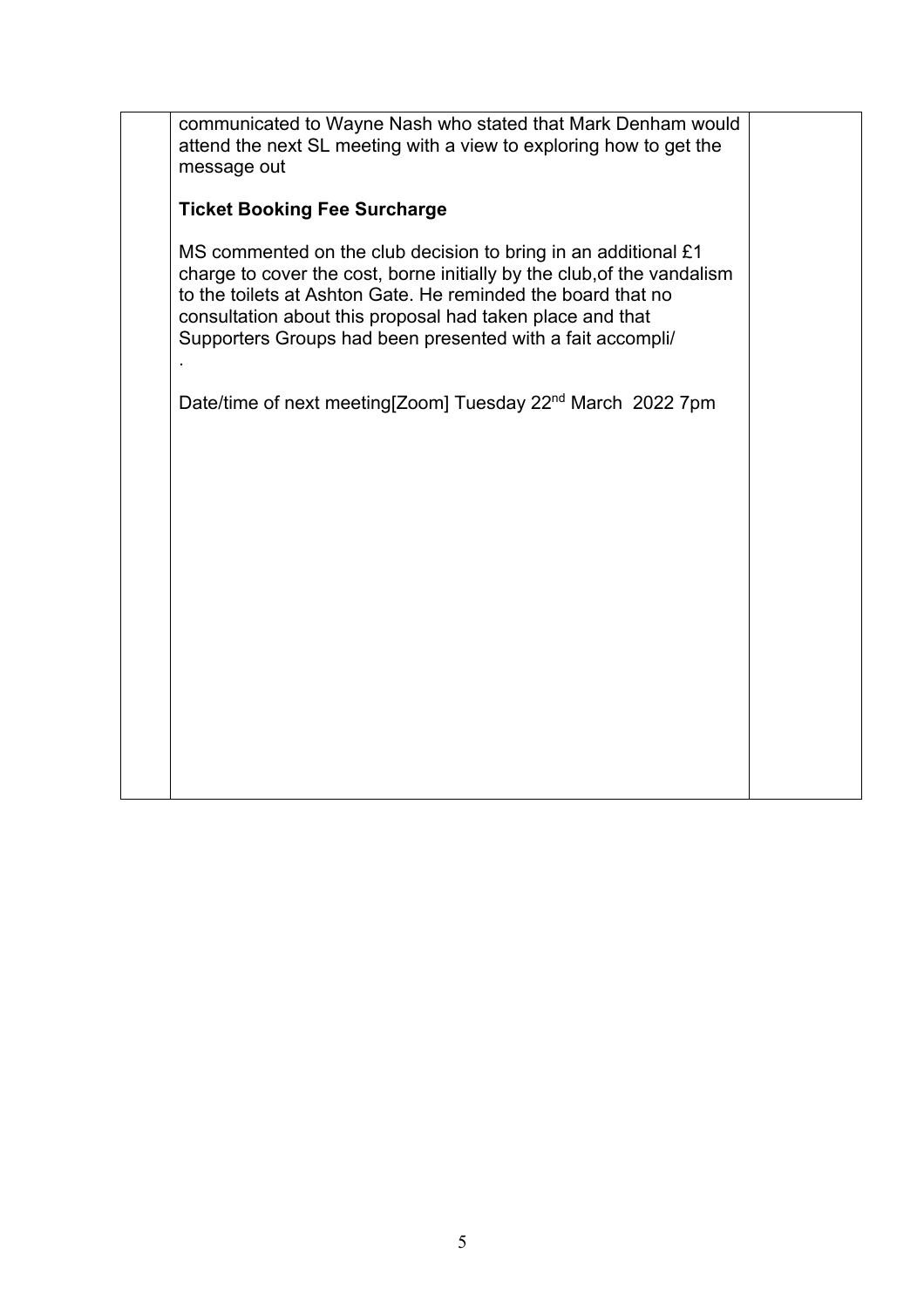communicated to Wayne Nash who stated that Mark Denham would attend the next SL meeting with a view to exploring how to get the message out

**Ticket Booking Fee Surcharge**

MS commented on the club decision to bring in an additional £1 charge to cover the cost, borne initially by the club,of the vandalism to the toilets at Ashton Gate. He reminded the board that no consultation about this proposal had taken place and that Supporters Groups had been presented with a fait accompli/

.

Date/time of next meeting[Zoom] Tuesday 22nd March 2022 7pm